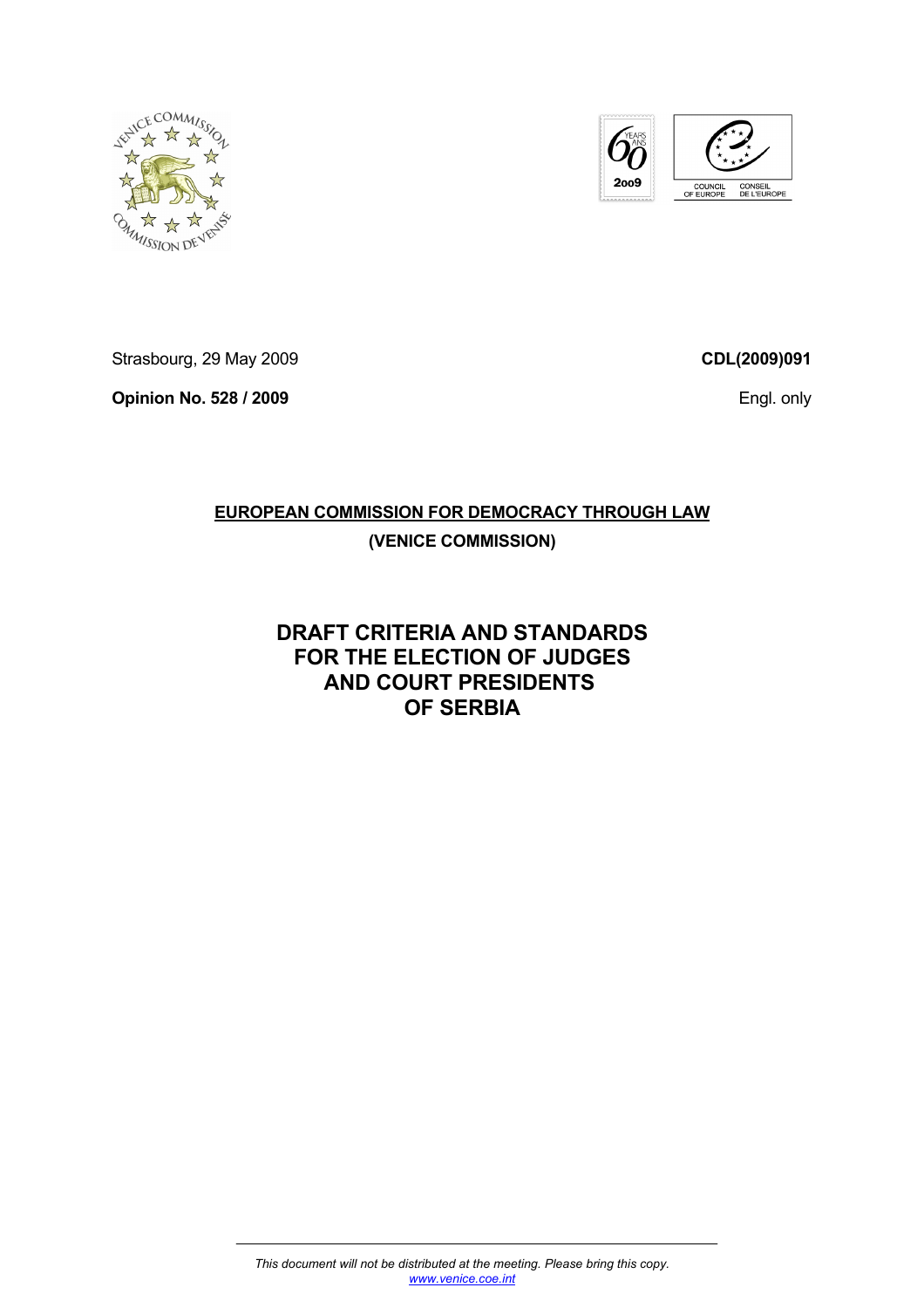Strasbourg, 29 May 2009

**CDL(2009)091**

**Opinion No. 528 / 2009**

Engl. only

**EUROPEAN COMMISSION FOR DEMOCRACY THROUGH LAW**

**(VENICE COMMISSION)**

# DRAFT CRITERIA AND STANDARDS FOR THE ELECTION OF JUDGES AND COURT PRESIDENTS OF SERBIA

*This document will not be distributed at the meeting. Please bring this copy.*
*www.venice.coe.int*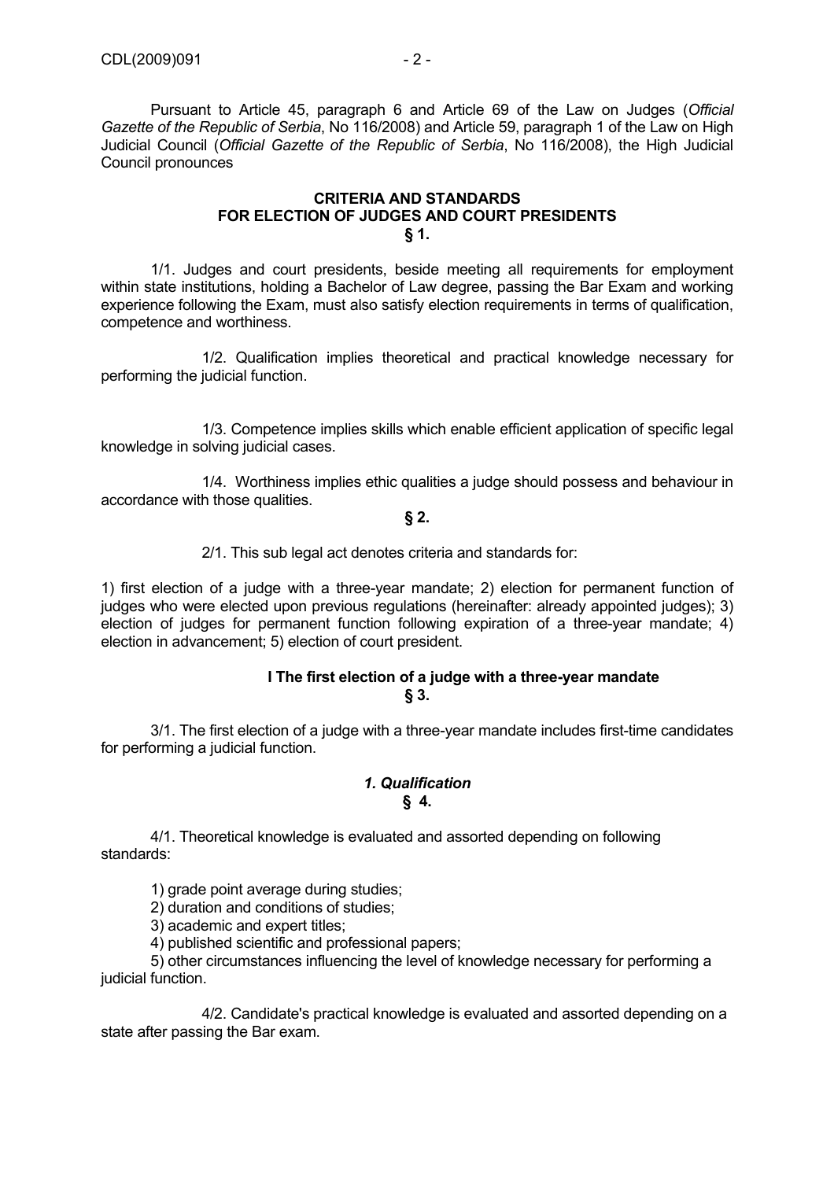Pursuant to Article 45, paragraph 6 and Article 69 of the Law on Judges (*Official Gazette of the Republic of Serbia*, No 116/2008) and Article 59, paragraph 1 of the Law on High Judicial Council (*Official Gazette of the Republic of Serbia*, No 116/2008), the High Judicial Council pronounces

# CRITERIA AND STANDARDS FOR ELECTION OF JUDGES AND COURT PRESIDENTS

**§ 1.**

1/1. Judges and court presidents, beside meeting all requirements for employment within state institutions, holding a Bachelor of Law degree, passing the Bar Exam and working experience following the Exam, must also satisfy election requirements in terms of qualification, competence and worthiness.

1/2. Qualification implies theoretical and practical knowledge necessary for performing the judicial function.

1/3. Competence implies skills which enable efficient application of specific legal knowledge in solving judicial cases.

1/4. Worthiness implies ethic qualities a judge should possess and behaviour in accordance with those qualities.

**§ 2.**

2/1. This sub legal act denotes criteria and standards for:

1) first election of a judge with a three-year mandate; 2) election for permanent function of judges who were elected upon previous regulations (hereinafter: already appointed judges); 3) election of judges for permanent function following expiration of a three-year mandate; 4) election in advancement; 5) election of court president.

## I The first election of a judge with a three-year mandate

**§ 3.**

3/1. The first election of a judge with a three-year mandate includes first-time candidates for performing a judicial function.

### *1. Qualification*

**§ 4.**

4/1. Theoretical knowledge is evaluated and assorted depending on following standards:

1) grade point average during studies;
2) duration and conditions of studies;
3) academic and expert titles;
4) published scientific and professional papers;
5) other circumstances influencing the level of knowledge necessary for performing a judicial function.

4/2. Candidate's practical knowledge is evaluated and assorted depending on a state after passing the Bar exam.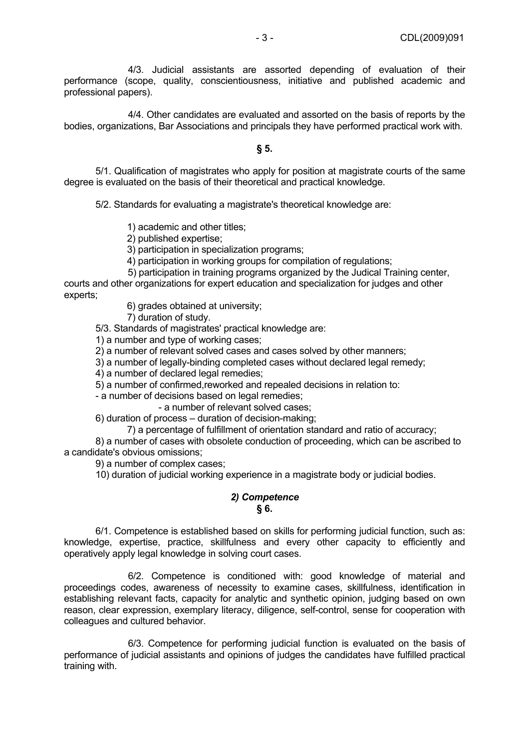4/3. Judicial assistants are assorted depending of evaluation of their performance (scope, quality, conscientiousness, initiative and published academic and professional papers).

4/4. Other candidates are evaluated and assorted on the basis of reports by the bodies, organizations, Bar Associations and principals they have performed practical work with.

**§ 5.**

5/1. Qualification of magistrates who apply for position at magistrate courts of the same degree is evaluated on the basis of their theoretical and practical knowledge.

5/2. Standards for evaluating a magistrate's theoretical knowledge are:

1) academic and other titles;
2) published expertise;
3) participation in specialization programs;
4) participation in working groups for compilation of regulations;
5) participation in training programs organized by the Judical Training center, courts and other organizations for expert education and specialization for judges and other experts;
6) grades obtained at university;
7) duration of study.

5/3. Standards of magistrates' practical knowledge are:

1) a number and type of working cases;
2) a number of relevant solved cases and cases solved by other manners;
3) a number of legally-binding completed cases without declared legal remedy;
4) a number of declared legal remedies;
5) a number of confirmed,reworked and repealed decisions in relation to:
- a number of decisions based on legal remedies;
- a number of relevant solved cases;
6) duration of process – duration of decision-making;
7) a percentage of fulfillment of orientation standard and ratio of accuracy;
8) a number of cases with obsolete conduction of proceeding, which can be ascribed to a candidate's obvious omissions;
9) a number of complex cases;
10) duration of judicial working experience in a magistrate body or judicial bodies.

***2) Competence***
**§ 6.**

6/1. Competence is established based on skills for performing judicial function, such as: knowledge, expertise, practice, skillfulness and every other capacity to efficiently and operatively apply legal knowledge in solving court cases.

6/2. Competence is conditioned with: good knowledge of material and proceedings codes, awareness of necessity to examine cases, skillfulness, identification in establishing relevant facts, capacity for analytic and synthetic opinion, judging based on own reason, clear expression, exemplary literacy, diligence, self-control, sense for cooperation with colleagues and cultured behavior.

6/3. Competence for performing judicial function is evaluated on the basis of performance of judicial assistants and opinions of judges the candidates have fulfilled practical training with.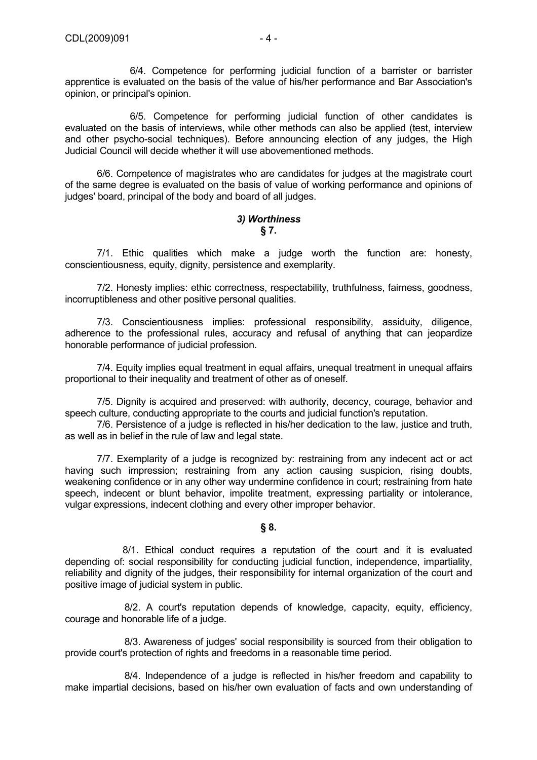6/4. Competence for performing judicial function of a barrister or barrister apprentice is evaluated on the basis of the value of his/her performance and Bar Association's opinion, or principal's opinion.

6/5. Competence for performing judicial function of other candidates is evaluated on the basis of interviews, while other methods can also be applied (test, interview and other psycho-social techniques). Before announcing election of any judges, the High Judicial Council will decide whether it will use abovementioned methods.

6/6. Competence of magistrates who are candidates for judges at the magistrate court of the same degree is evaluated on the basis of value of working performance and opinions of judges' board, principal of the body and board of all judges.

### *3) Worthiness*

### § 7.

7/1. Ethic qualities which make a judge worth the function are: honesty, conscientiousness, equity, dignity, persistence and exemplarity.

7/2. Honesty implies: ethic correctness, respectability, truthfulness, fairness, goodness, incorruptibleness and other positive personal qualities.

7/3. Conscientiousness implies: professional responsibility, assiduity, diligence, adherence to the professional rules, accuracy and refusal of anything that can jeopardize honorable performance of judicial profession.

7/4. Equity implies equal treatment in equal affairs, unequal treatment in unequal affairs proportional to their inequality and treatment of other as of oneself.

7/5. Dignity is acquired and preserved: with authority, decency, courage, behavior and speech culture, conducting appropriate to the courts and judicial function's reputation.

7/6. Persistence of a judge is reflected in his/her dedication to the law, justice and truth, as well as in belief in the rule of law and legal state.

7/7. Exemplarity of a judge is recognized by: restraining from any indecent act or act having such impression; restraining from any action causing suspicion, rising doubts, weakening confidence or in any other way undermine confidence in court; restraining from hate speech, indecent or blunt behavior, impolite treatment, expressing partiality or intolerance, vulgar expressions, indecent clothing and every other improper behavior.

### § 8.

8/1. Ethical conduct requires a reputation of the court and it is evaluated depending of: social responsibility for conducting judicial function, independence, impartiality, reliability and dignity of the judges, their responsibility for internal organization of the court and positive image of judicial system in public.

8/2. A court's reputation depends of knowledge, capacity, equity, efficiency, courage and honorable life of a judge.

8/3. Awareness of judges' social responsibility is sourced from their obligation to provide court's protection of rights and freedoms in a reasonable time period.

8/4. Independence of a judge is reflected in his/her freedom and capability to make impartial decisions, based on his/her own evaluation of facts and own understanding of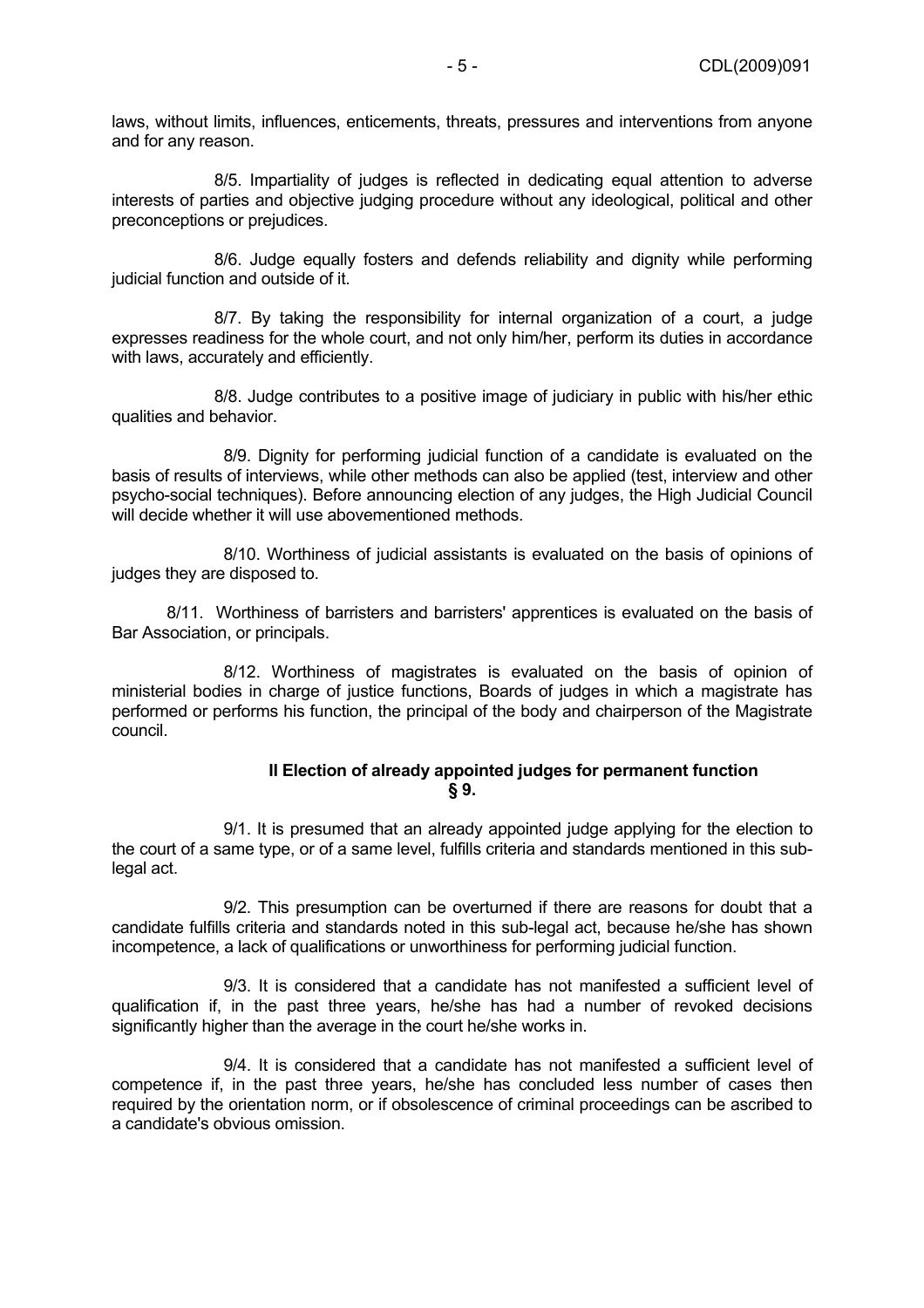laws, without limits, influences, enticements, threats, pressures and interventions from anyone and for any reason.

8/5. Impartiality of judges is reflected in dedicating equal attention to adverse interests of parties and objective judging procedure without any ideological, political and other preconceptions or prejudices.

8/6. Judge equally fosters and defends reliability and dignity while performing judicial function and outside of it.

8/7. By taking the responsibility for internal organization of a court, a judge expresses readiness for the whole court, and not only him/her, perform its duties in accordance with laws, accurately and efficiently.

8/8. Judge contributes to a positive image of judiciary in public with his/her ethic qualities and behavior.

8/9. Dignity for performing judicial function of a candidate is evaluated on the basis of results of interviews, while other methods can also be applied (test, interview and other psycho-social techniques). Before announcing election of any judges, the High Judicial Council will decide whether it will use abovementioned methods.

8/10. Worthiness of judicial assistants is evaluated on the basis of opinions of judges they are disposed to.

8/11. Worthiness of barristers and barristers' apprentices is evaluated on the basis of Bar Association, or principals.

8/12. Worthiness of magistrates is evaluated on the basis of opinion of ministerial bodies in charge of justice functions, Boards of judges in which a magistrate has performed or performs his function, the principal of the body and chairperson of the Magistrate council.

### II Election of already appointed judges for permanent function
### § 9.

9/1. It is presumed that an already appointed judge applying for the election to the court of a same type, or of a same level, fulfills criteria and standards mentioned in this sub-legal act.

9/2. This presumption can be overturned if there are reasons for doubt that a candidate fulfills criteria and standards noted in this sub-legal act, because he/she has shown incompetence, a lack of qualifications or unworthiness for performing judicial function.

9/3. It is considered that a candidate has not manifested a sufficient level of qualification if, in the past three years, he/she has had a number of revoked decisions significantly higher than the average in the court he/she works in.

9/4. It is considered that a candidate has not manifested a sufficient level of competence if, in the past three years, he/she has concluded less number of cases then required by the orientation norm, or if obsolescence of criminal proceedings can be ascribed to a candidate's obvious omission.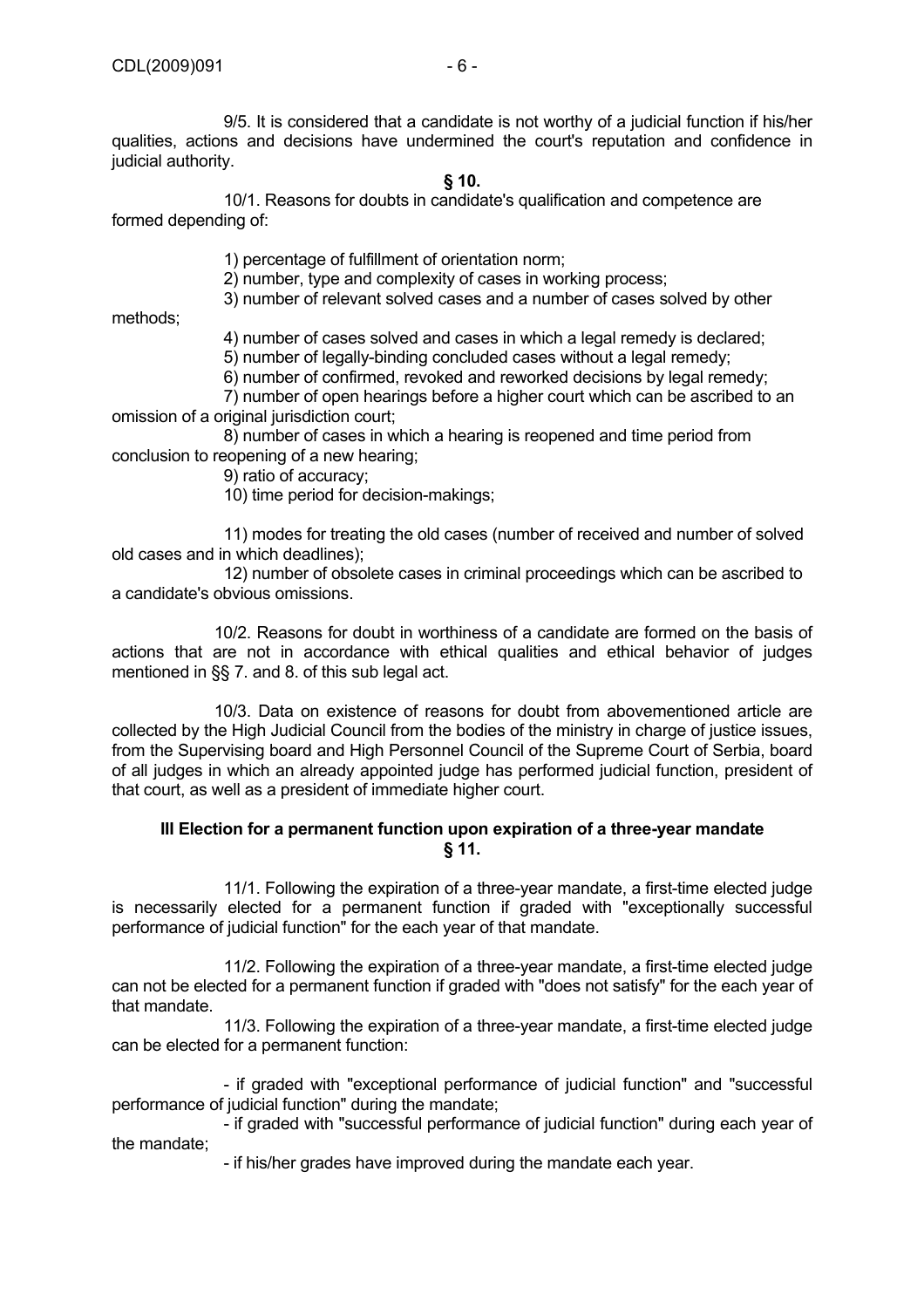9/5. It is considered that a candidate is not worthy of a judicial function if his/her qualities, actions and decisions have undermined the court's reputation and confidence in judicial authority.

**§ 10.**

10/1. Reasons for doubts in candidate's qualification and competence are formed depending of:

1) percentage of fulfillment of orientation norm;
2) number, type and complexity of cases in working process;
3) number of relevant solved cases and a number of cases solved by other methods;
4) number of cases solved and cases in which a legal remedy is declared;
5) number of legally-binding concluded cases without a legal remedy;
6) number of confirmed, revoked and reworked decisions by legal remedy;
7) number of open hearings before a higher court which can be ascribed to an omission of a original jurisdiction court;
8) number of cases in which a hearing is reopened and time period from conclusion to reopening of a new hearing;
9) ratio of accuracy;
10) time period for decision-makings;
11) modes for treating the old cases (number of received and number of solved old cases and in which deadlines);
12) number of obsolete cases in criminal proceedings which can be ascribed to a candidate's obvious omissions.

10/2. Reasons for doubt in worthiness of a candidate are formed on the basis of actions that are not in accordance with ethical qualities and ethical behavior of judges mentioned in §§ 7. and 8. of this sub legal act.

10/3. Data on existence of reasons for doubt from abovementioned article are collected by the High Judicial Council from the bodies of the ministry in charge of justice issues, from the Supervising board and High Personnel Council of the Supreme Court of Serbia, board of all judges in which an already appointed judge has performed judicial function, president of that court, as well as a president of immediate higher court.

## III Election for a permanent function upon expiration of a three-year mandate

**§ 11.**

11/1. Following the expiration of a three-year mandate, a first-time elected judge is necessarily elected for a permanent function if graded with "exceptionally successful performance of judicial function" for the each year of that mandate.

11/2. Following the expiration of a three-year mandate, a first-time elected judge can not be elected for a permanent function if graded with "does not satisfy" for the each year of that mandate.

11/3. Following the expiration of a three-year mandate, a first-time elected judge can be elected for a permanent function:

- if graded with "exceptional performance of judicial function" and "successful performance of judicial function" during the mandate;
- if graded with "successful performance of judicial function" during each year of the mandate;
- if his/her grades have improved during the mandate each year.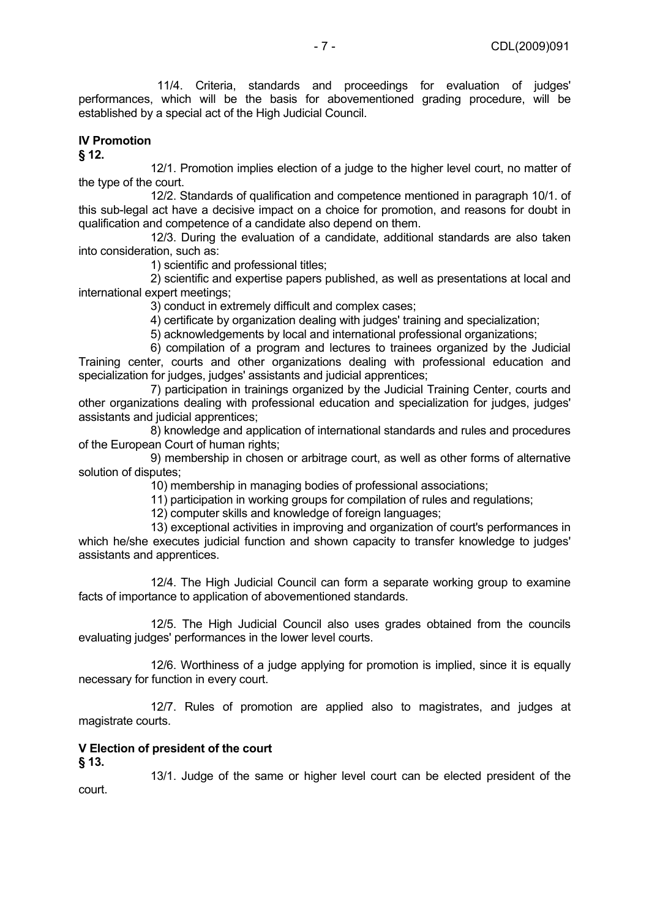11/4. Criteria, standards and proceedings for evaluation of judges' performances, which will be the basis for abovementioned grading procedure, will be established by a special act of the High Judicial Council.

**IV Promotion**
**§ 12.**

12/1. Promotion implies election of a judge to the higher level court, no matter of the type of the court.

12/2. Standards of qualification and competence mentioned in paragraph 10/1. of this sub-legal act have a decisive impact on a choice for promotion, and reasons for doubt in qualification and competence of a candidate also depend on them.

12/3. During the evaluation of a candidate, additional standards are also taken into consideration, such as:

1) scientific and professional titles;

2) scientific and expertise papers published, as well as presentations at local and international expert meetings;

3) conduct in extremely difficult and complex cases;

4) certificate by organization dealing with judges' training and specialization;

5) acknowledgements by local and international professional organizations;

6) compilation of a program and lectures to trainees organized by the Judicial Training center, courts and other organizations dealing with professional education and specialization for judges, judges' assistants and judicial apprentices;

7) participation in trainings organized by the Judicial Training Center, courts and other organizations dealing with professional education and specialization for judges, judges' assistants and judicial apprentices;

8) knowledge and application of international standards and rules and procedures of the European Court of human rights;

9) membership in chosen or arbitrage court, as well as other forms of alternative solution of disputes;

10) membership in managing bodies of professional associations;

11) participation in working groups for compilation of rules and regulations;

12) computer skills and knowledge of foreign languages;

13) exceptional activities in improving and organization of court's performances in which he/she executes judicial function and shown capacity to transfer knowledge to judges' assistants and apprentices.

12/4. The High Judicial Council can form a separate working group to examine facts of importance to application of abovementioned standards.

12/5. The High Judicial Council also uses grades obtained from the councils evaluating judges' performances in the lower level courts.

12/6. Worthiness of a judge applying for promotion is implied, since it is equally necessary for function in every court.

12/7. Rules of promotion are applied also to magistrates, and judges at magistrate courts.

**V Election of president of the court**
**§ 13.**

13/1. Judge of the same or higher level court can be elected president of the court.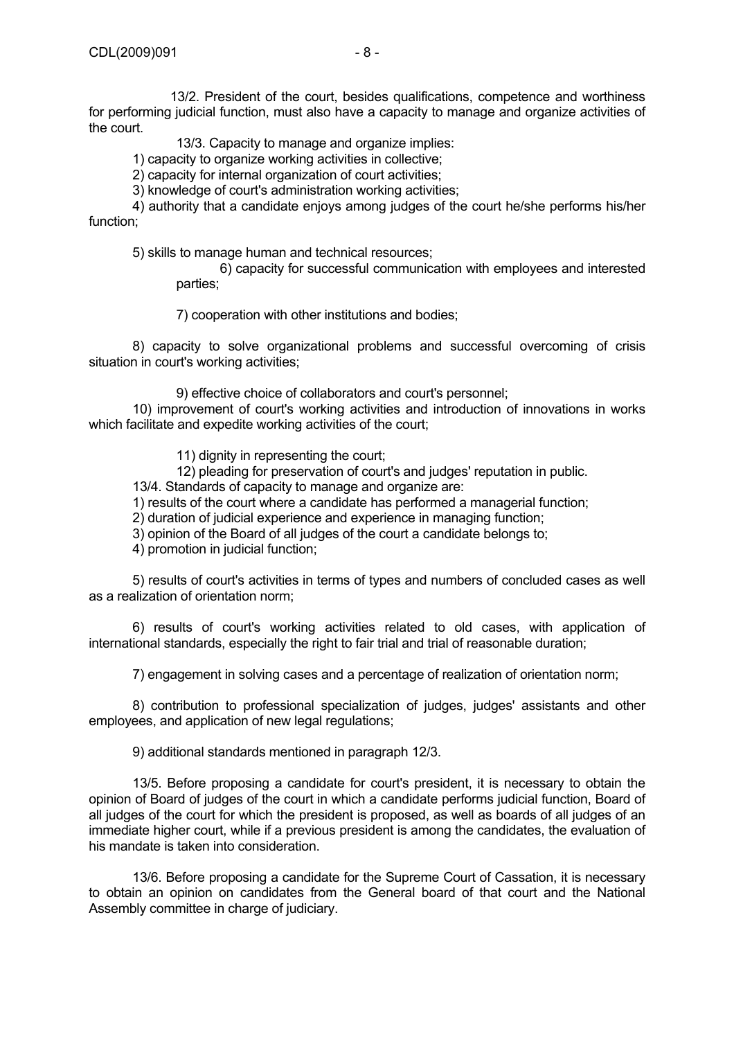13/2. President of the court, besides qualifications, competence and worthiness for performing judicial function, must also have a capacity to manage and organize activities of the court.

13/3. Capacity to manage and organize implies:

1) capacity to organize working activities in collective;

2) capacity for internal organization of court activities;

3) knowledge of court's administration working activities;

4) authority that a candidate enjoys among judges of the court he/she performs his/her function;

5) skills to manage human and technical resources;

6) capacity for successful communication with employees and interested parties;

7) cooperation with other institutions and bodies;

8) capacity to solve organizational problems and successful overcoming of crisis situation in court's working activities;

9) effective choice of collaborators and court's personnel;

10) improvement of court's working activities and introduction of innovations in works which facilitate and expedite working activities of the court;

11) dignity in representing the court;

12) pleading for preservation of court's and judges' reputation in public.

13/4. Standards of capacity to manage and organize are:

1) results of the court where a candidate has performed a managerial function;

2) duration of judicial experience and experience in managing function;

3) opinion of the Board of all judges of the court a candidate belongs to;

4) promotion in judicial function;

5) results of court's activities in terms of types and numbers of concluded cases as well as a realization of orientation norm;

6) results of court's working activities related to old cases, with application of international standards, especially the right to fair trial and trial of reasonable duration;

7) engagement in solving cases and a percentage of realization of orientation norm;

8) contribution to professional specialization of judges, judges' assistants and other employees, and application of new legal regulations;

9) additional standards mentioned in paragraph 12/3.

13/5. Before proposing a candidate for court's president, it is necessary to obtain the opinion of Board of judges of the court in which a candidate performs judicial function, Board of all judges of the court for which the president is proposed, as well as boards of all judges of an immediate higher court, while if a previous president is among the candidates, the evaluation of his mandate is taken into consideration.

13/6. Before proposing a candidate for the Supreme Court of Cassation, it is necessary to obtain an opinion on candidates from the General board of that court and the National Assembly committee in charge of judiciary.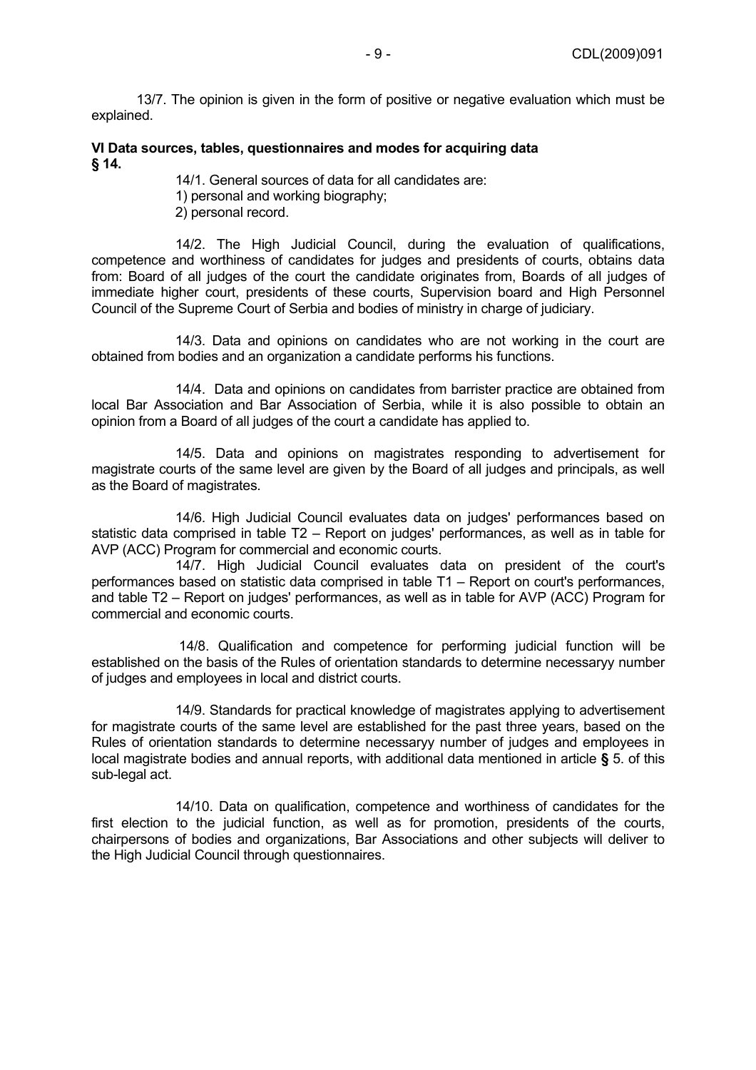13/7. The opinion is given in the form of positive or negative evaluation which must be explained.

**VI Data sources, tables, questionnaires and modes for acquiring data**
**§ 14.**

14/1. General sources of data for all candidates are:
1) personal and working biography;
2) personal record.

14/2. The High Judicial Council, during the evaluation of qualifications, competence and worthiness of candidates for judges and presidents of courts, obtains data from: Board of all judges of the court the candidate originates from, Boards of all judges of immediate higher court, presidents of these courts, Supervision board and High Personnel Council of the Supreme Court of Serbia and bodies of ministry in charge of judiciary.

14/3. Data and opinions on candidates who are not working in the court are obtained from bodies and an organization a candidate performs his functions.

14/4. Data and opinions on candidates from barrister practice are obtained from local Bar Association and Bar Association of Serbia, while it is also possible to obtain an opinion from a Board of all judges of the court a candidate has applied to.

14/5. Data and opinions on magistrates responding to advertisement for magistrate courts of the same level are given by the Board of all judges and principals, as well as the Board of magistrates.

14/6. High Judicial Council evaluates data on judges' performances based on statistic data comprised in table T2 – Report on judges' performances, as well as in table for AVP (ACC) Program for commercial and economic courts.

14/7. High Judicial Council evaluates data on president of the court's performances based on statistic data comprised in table T1 – Report on court's performances, and table T2 – Report on judges' performances, as well as in table for AVP (ACC) Program for commercial and economic courts.

14/8. Qualification and competence for performing judicial function will be established on the basis of the Rules of orientation standards to determine necessaryy number of judges and employees in local and district courts.

14/9. Standards for practical knowledge of magistrates applying to advertisement for magistrate courts of the same level are established for the past three years, based on the Rules of orientation standards to determine necessaryy number of judges and employees in local magistrate bodies and annual reports, with additional data mentioned in article **§** 5. of this sub-legal act.

14/10. Data on qualification, competence and worthiness of candidates for the first election to the judicial function, as well as for promotion, presidents of the courts, chairpersons of bodies and organizations, Bar Associations and other subjects will deliver to the High Judicial Council through questionnaires.